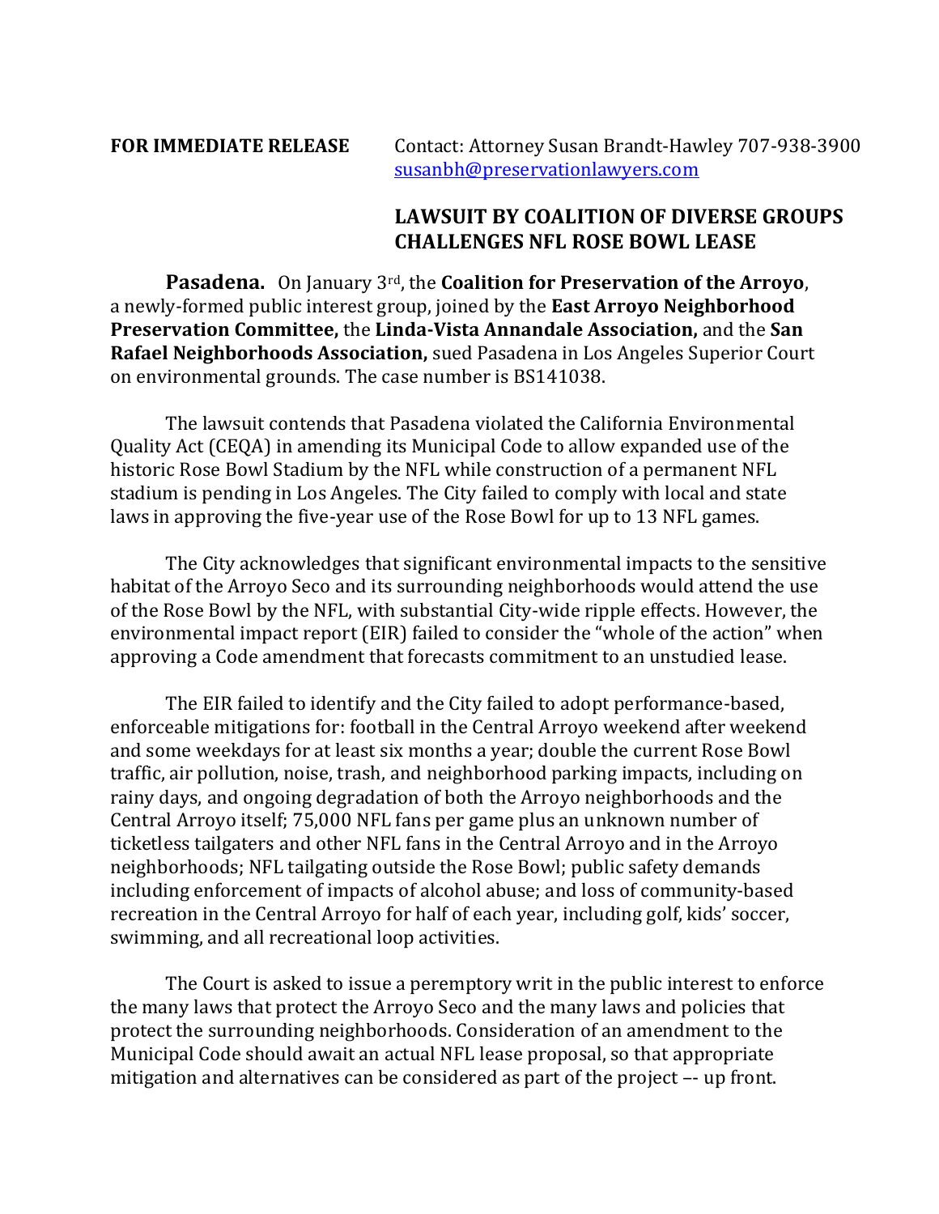**FOR IMMEDIATE RELEASE** Contact: Attorney Susan Brandt-Hawley 707-938-3900 susanbh@preservationlawyers.com

## LAWSUIT BY COALITION OF DIVERSE GROUPS CHALLENGES NFL ROSE BOWL LEASE

**Pasadena.** On January 3rd, the **Coalition for Preservation of the Arroyo**, a newly-formed public interest group, joined by the **East Arroyo Neighborhood Preservation Committee,** the **Linda-Vista Annandale Association,** and the **San Rafael Neighborhoods Association,** sued Pasadena in Los Angeles Superior Court on environmental grounds. The case number is BS141038.

The lawsuit contends that Pasadena violated the California Environmental Quality Act (CEQA) in amending its Municipal Code to allow expanded use of the historic Rose Bowl Stadium by the NFL while construction of a permanent NFL stadium is pending in Los Angeles. The City failed to comply with local and state laws in approving the five-year use of the Rose Bowl for up to 13 NFL games.

The City acknowledges that significant environmental impacts to the sensitive habitat of the Arroyo Seco and its surrounding neighborhoods would attend the use of the Rose Bowl by the NFL, with substantial City-wide ripple effects. However, the environmental impact report (EIR) failed to consider the "whole of the action" when approving a Code amendment that forecasts commitment to an unstudied lease.

The EIR failed to identify and the City failed to adopt performance-based, enforceable mitigations for: football in the Central Arroyo weekend after weekend and some weekdays for at least six months a year; double the current Rose Bowl traffic, air pollution, noise, trash, and neighborhood parking impacts, including on rainy days, and ongoing degradation of both the Arroyo neighborhoods and the Central Arroyo itself; 75,000 NFL fans per game plus an unknown number of ticketless tailgaters and other NFL fans in the Central Arroyo and in the Arroyo neighborhoods; NFL tailgating outside the Rose Bowl; public safety demands including enforcement of impacts of alcohol abuse; and loss of community-based recreation in the Central Arroyo for half of each year, including golf, kids' soccer, swimming, and all recreational loop activities.

The Court is asked to issue a peremptory writ in the public interest to enforce the many laws that protect the Arroyo Seco and the many laws and policies that protect the surrounding neighborhoods. Consideration of an amendment to the Municipal Code should await an actual NFL lease proposal, so that appropriate mitigation and alternatives can be considered as part of the project –- up front.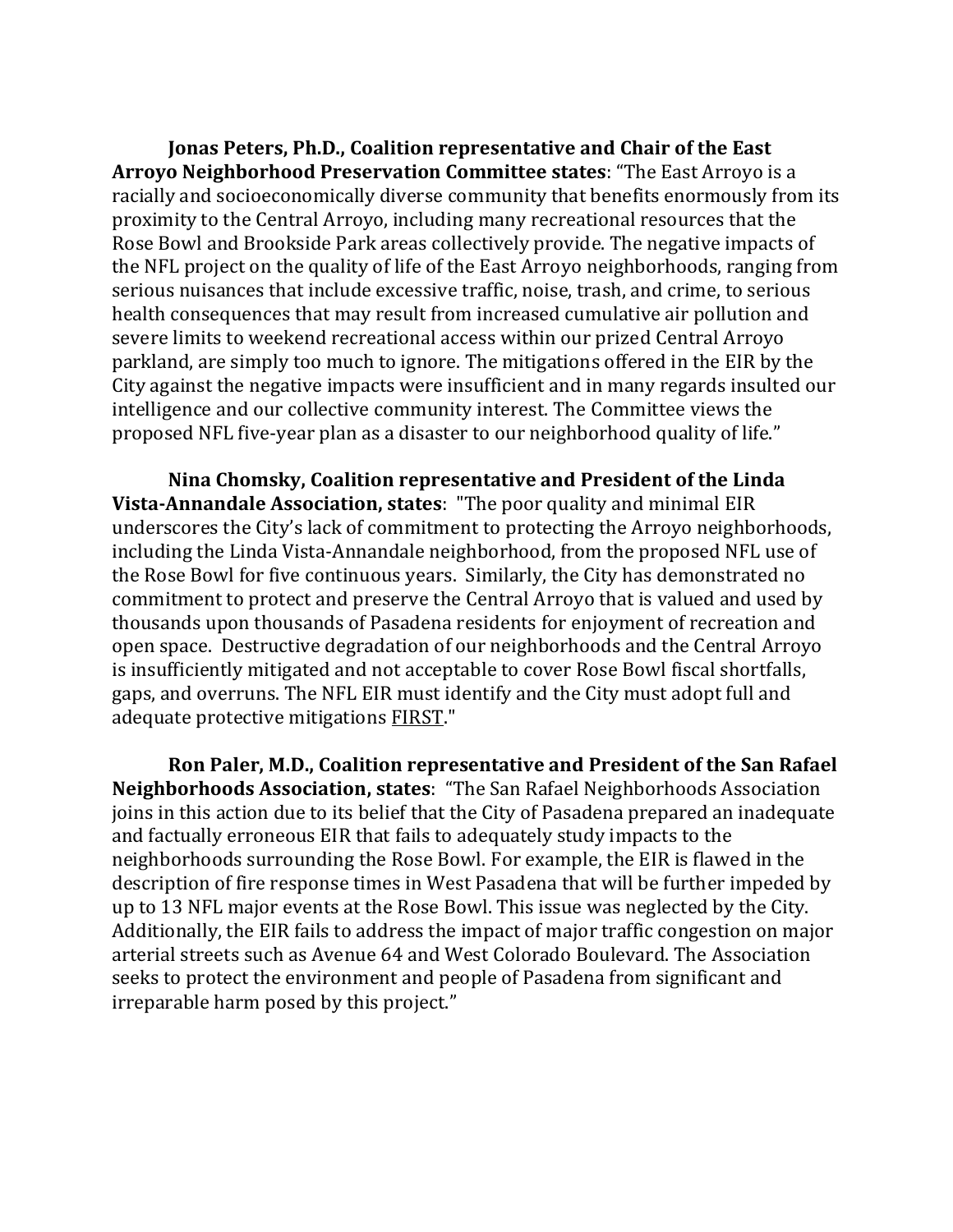**Jonas Peters, Ph.D., Coalition representative and Chair of the East Arroyo Neighborhood Preservation Committee states**: "The East Arroyo is a racially and socioeconomically diverse community that benefits enormously from its proximity to the Central Arroyo, including many recreational resources that the Rose Bowl and Brookside Park areas collectively provide. The negative impacts of the NFL project on the quality of life of the East Arroyo neighborhoods, ranging from serious nuisances that include excessive traffic, noise, trash, and crime, to serious health consequences that may result from increased cumulative air pollution and severe limits to weekend recreational access within our prized Central Arroyo parkland, are simply too much to ignore. The mitigations offered in the EIR by the City against the negative impacts were insufficient and in many regards insulted our intelligence and our collective community interest. The Committee views the proposed NFL five-year plan as a disaster to our neighborhood quality of life."

**Nina Chomsky, Coalition representative and President of the Linda Vista-Annandale Association, states**: "The poor quality and minimal EIR underscores the City's lack of commitment to protecting the Arroyo neighborhoods, including the Linda Vista-Annandale neighborhood, from the proposed NFL use of the Rose Bowl for five continuous years. Similarly, the City has demonstrated no commitment to protect and preserve the Central Arroyo that is valued and used by thousands upon thousands of Pasadena residents for enjoyment of recreation and open space. Destructive degradation of our neighborhoods and the Central Arroyo is insufficiently mitigated and not acceptable to cover Rose Bowl fiscal shortfalls, gaps, and overruns. The NFL EIR must identify and the City must adopt full and adequate protective mitigations <u>FIRST</u>."

**Ron Paler, M.D., Coalition representative and President of the San Rafael Neighborhoods Association, states**: "The San Rafael Neighborhoods Association joins in this action due to its belief that the City of Pasadena prepared an inadequate and factually erroneous EIR that fails to adequately study impacts to the neighborhoods surrounding the Rose Bowl. For example, the EIR is flawed in the description of fire response times in West Pasadena that will be further impeded by up to 13 NFL major events at the Rose Bowl. This issue was neglected by the City. Additionally, the EIR fails to address the impact of major traffic congestion on major arterial streets such as Avenue 64 and West Colorado Boulevard. The Association seeks to protect the environment and people of Pasadena from significant and irreparable harm posed by this project."